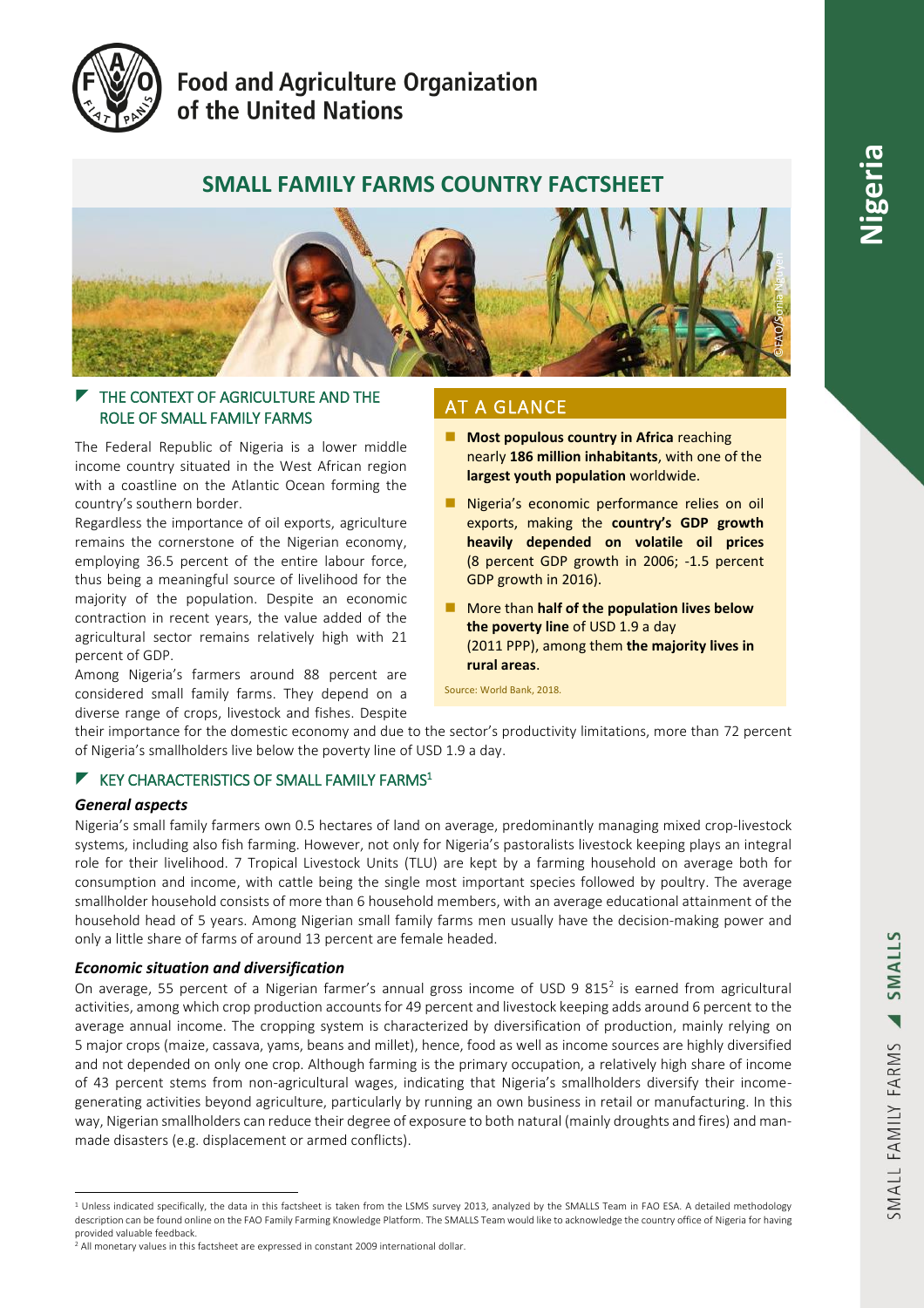Food and Agriculture Organization of the United Nations

# SMALL FAMILY FARMS COUNTRY FACTSHEET

©FAO/Sonia Nguyen

## THE CONTEXT OF AGRICULTURE AND THE ROLE OF SMALL FAMILY FARMS

The Federal Republic of Nigeria is a lower middle income country situated in the West African region with a coastline on the Atlantic Ocean forming the country's southern border.

Regardless the importance of oil exports, agriculture remains the cornerstone of the Nigerian economy, employing 36.5 percent of the entire labour force, thus being a meaningful source of livelihood for the majority of the population. Despite an economic contraction in recent years, the value added of the agricultural sector remains relatively high with 21 percent of GDP.

Among Nigeria's farmers around 88 percent are considered small family farms. They depend on a diverse range of crops, livestock and fishes. Despite their importance for the domestic economy and due to the sector's productivity limitations, more than 72 percent of Nigeria's smallholders live below the poverty line of USD 1.9 a day.

## AT A GLANCE

- **Most populous country in Africa** reaching nearly **186 million inhabitants**, with one of the **largest youth population** worldwide.
- Nigeria's economic performance relies on oil exports, making the **country's GDP growth heavily depended on volatile oil prices** (8 percent GDP growth in 2006; -1.5 percent GDP growth in 2016).
- More than **half of the population lives below the poverty line** of USD 1.9 a day (2011 PPP), among them **the majority lives in rural areas**.

Source: World Bank, 2018.

## KEY CHARACTERISTICS OF SMALL FAMILY FARMS[1]

### *General aspects*

Nigeria's small family farmers own 0.5 hectares of land on average, predominantly managing mixed crop-livestock systems, including also fish farming. However, not only for Nigeria's pastoralists livestock keeping plays an integral role for their livelihood. 7 Tropical Livestock Units (TLU) are kept by a farming household on average both for consumption and income, with cattle being the single most important species followed by poultry. The average smallholder household consists of more than 6 household members, with an average educational attainment of the household head of 5 years. Among Nigerian small family farms men usually have the decision-making power and only a little share of farms of around 13 percent are female headed.

### *Economic situation and diversification*

On average, 55 percent of a Nigerian farmer's annual gross income of USD 9 815[2] is earned from agricultural activities, among which crop production accounts for 49 percent and livestock keeping adds around 6 percent to the average annual income. The cropping system is characterized by diversification of production, mainly relying on 5 major crops (maize, cassava, yams, beans and millet), hence, food as well as income sources are highly diversified and not depended on only one crop. Although farming is the primary occupation, a relatively high share of income of 43 percent stems from non-agricultural wages, indicating that Nigeria's smallholders diversify their income-generating activities beyond agriculture, particularly by running an own business in retail or manufacturing. In this way, Nigerian smallholders can reduce their degree of exposure to both natural (mainly droughts and fires) and man-made disasters (e.g. displacement or armed conflicts).

---

[1] Unless indicated specifically, the data in this factsheet is taken from the LSMS survey 2013, analyzed by the SMALLS Team in FAO ESA. A detailed methodology description can be found online on the FAO Family Farming Knowledge Platform. The SMALLS Team would like to acknowledge the country office of Nigeria for having provided valuable feedback.

[2] All monetary values in this factsheet are expressed in constant 2009 international dollar.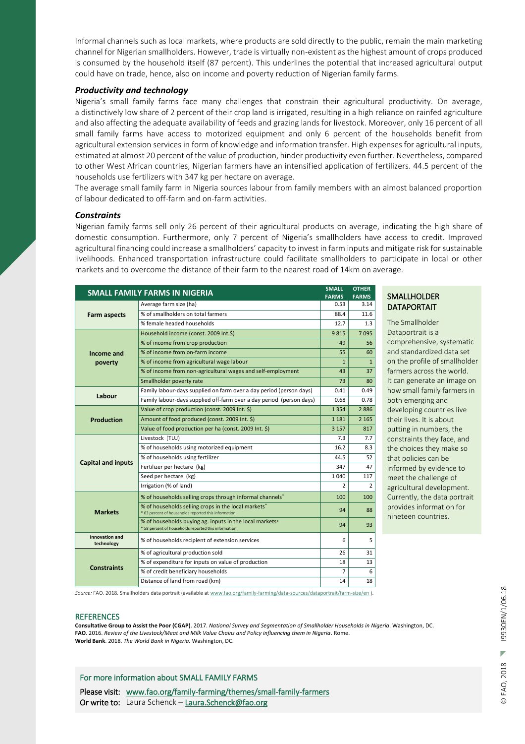Informal channels such as local markets, where products are sold directly to the public, remain the main marketing channel for Nigerian smallholders. However, trade is virtually non-existent as the highest amount of crops produced is consumed by the household itself (87 percent). This underlines the potential that increased agricultural output could have on trade, hence, also on income and poverty reduction of Nigerian family farms.

### *Productivity and technology*

Nigeria's small family farms face many challenges that constrain their agricultural productivity. On average, a distinctively low share of 2 percent of their crop land is irrigated, resulting in a high reliance on rainfed agriculture and also affecting the adequate availability of feeds and grazing lands for livestock. Moreover, only 16 percent of all small family farms have access to motorized equipment and only 6 percent of the households benefit from agricultural extension services in form of knowledge and information transfer. High expenses for agricultural inputs, estimated at almost 20 percent of the value of production, hinder productivity even further. Nevertheless, compared to other West African countries, Nigerian farmers have an intensified application of fertilizers. 44.5 percent of the households use fertilizers with 347 kg per hectare on average.

The average small family farm in Nigeria sources labour from family members with an almost balanced proportion of labour dedicated to off-farm and on-farm activities.

### *Constraints*

Nigerian family farms sell only 26 percent of their agricultural products on average, indicating the high share of domestic consumption. Furthermore, only 7 percent of Nigeria's smallholders have access to credit. Improved agricultural financing could increase a smallholders' capacity to invest in farm inputs and mitigate risk for sustainable livelihoods. Enhanced transportation infrastructure could facilitate smallholders to participate in local or other markets and to overcome the distance of their farm to the nearest road of 14km on average.

| SMALL FAMILY FARMS IN NIGERIA | | SMALL FARMS | OTHER FARMS |
|---|---|---|---|
| **Farm aspects** | Average farm size (ha) | 0.53 | 3.14 |
| | % of smallholders on total farmers | 88.4 | 11.6 |
| | % female headed households | 12.7 | 1.3 |
| **Income and poverty** | Household income (const. 2009 Int.$) | 9 815 | 7 095 |
| | % of income from crop production | 49 | 56 |
| | % of income from on-farm income | 55 | 60 |
| | % of income from agricultural wage labour | 1 | 1 |
| | % of income from non-agricultural wages and self-employment | 43 | 37 |
| | Smallholder poverty rate | 73 | 80 |
| **Labour** | Family labour-days supplied on farm over a day period (person days) | 0.41 | 0.49 |
| | Family labour-days supplied off-farm over a day period (person days) | 0.68 | 0.78 |
| **Production** | Value of crop production (const. 2009 Int. $) | 1 354 | 2 886 |
| | Amount of food produced (const. 2009 Int. $) | 1 181 | 2 165 |
| | Value of food production per ha (const. 2009 Int. $) | 3 157 | 817 |
| **Capital and inputs** | Livestock (TLU) | 7.3 | 7.7 |
| | % of households using motorized equipment | 16.2 | 8.3 |
| | % of households using fertilizer | 44.5 | 52 |
| | Fertilizer per hectare (kg) | 347 | 47 |
| | Seed per hectare (kg) | 1 040 | 117 |
| | Irrigation (% of land) | 2 | 2 |
| **Markets** | % of households selling crops through informal channels* | 100 | 100 |
| | % of households selling crops in the local markets* (* 63 percent of households reported this information) | 94 | 88 |
| | % of households buying ag. inputs in the local markets* (* 58 percent of households reported this information) | 94 | 93 |
| **Innovation and technology** | % of households recipient of extension services | 6 | 5 |
| **Constraints** | % of agricultural production sold | 26 | 31 |
| | % of expenditure for inputs on value of production | 18 | 13 |
| | % of credit beneficiary households | 7 | 6 |
| | Distance of land from road (km) | 14 | 18 |

*Source:* FAO. 2018. Smallholders data portrait (available at www.fao.org/family-farming/data-sources/dataportrait/farm-size/en ).

### SMALLHOLDER DATAPORTAIT

The Smallholder Dataportrait is a comprehensive, systematic and standardized data set on the profile of smallholder farmers across the world. It can generate an image on how small family farmers in both emerging and developing countries live their lives. It is about putting in numbers, the constraints they face, and the choices they make so that policies can be informed by evidence to meet the challenge of agricultural development. Currently, the data portrait provides information for nineteen countries.

## REFERENCES

**Consultative Group to Assist the Poor (CGAP)**. 2017. *National Survey and Segmentation of Smallholder Households in Nigeria*. Washington, DC.
**FAO**. 2016. *Review of the Livestock/Meat and Milk Value Chains and Policy influencing them in Nigeria*. Rome.
**World Bank**. 2018. *The World Bank in Nigeria.* Washington, DC.

For more information about SMALL FAMILY FARMS

Please visit: www.fao.org/family-farming/themes/small-family-farmers
Or write to: Laura Schenck – Laura.Schenck@fao.org

© FAO, 2018 I9930EN/1/06.18